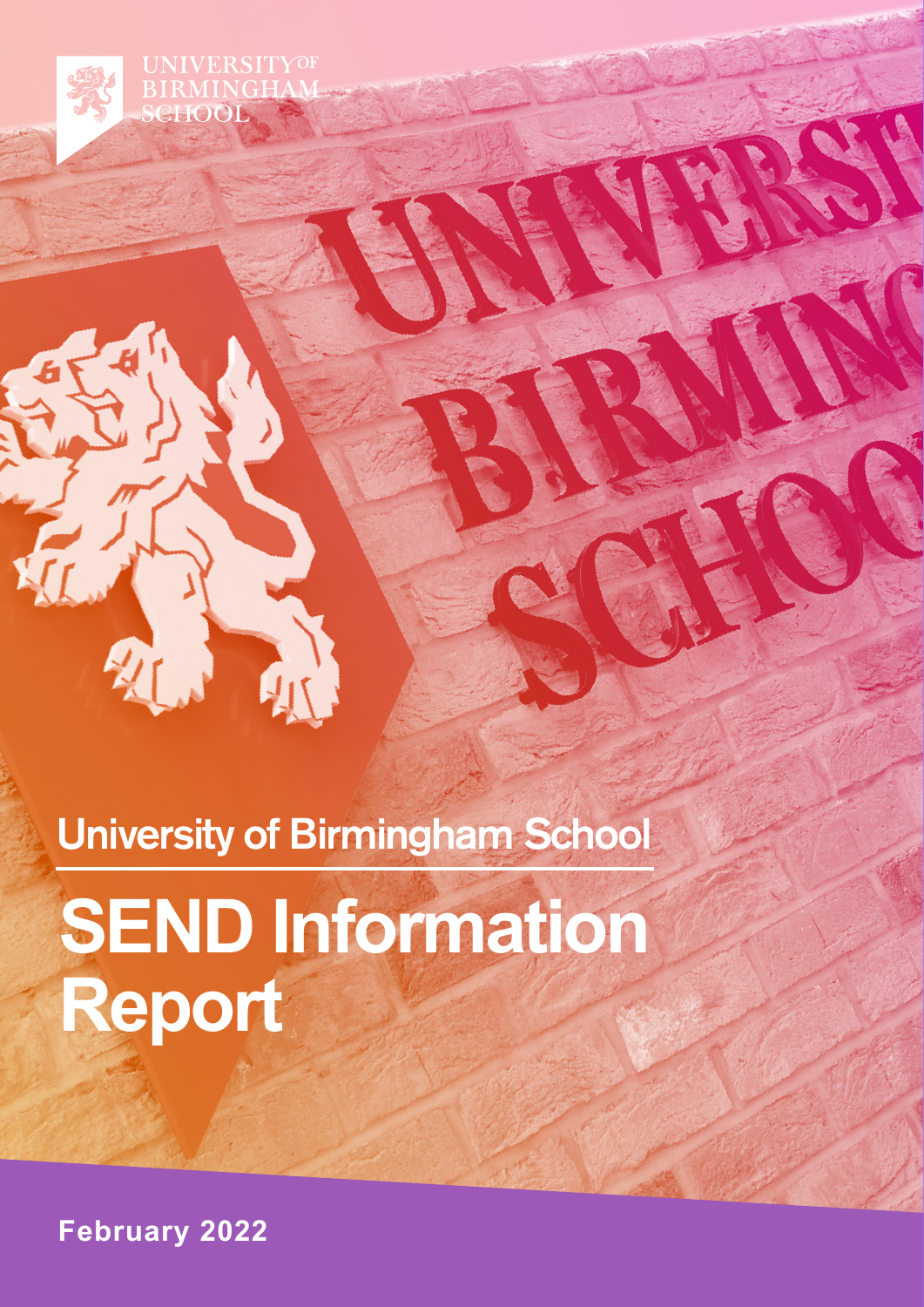# University of Birmingham School

# SEND Information Report

**February 2022**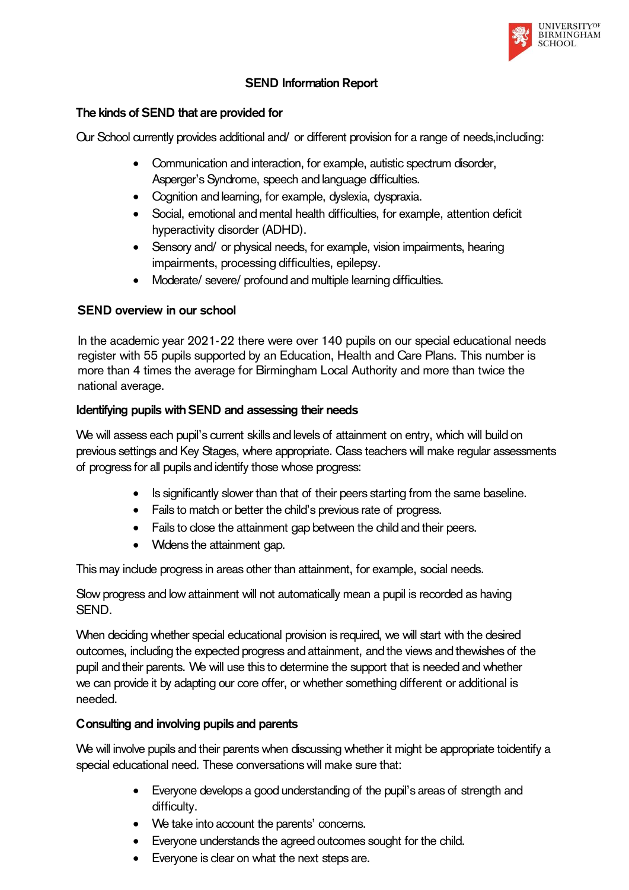## SEND Information Report

### The kinds of SEND that are provided for

Our School currently provides additional and/ or different provision for a range of needs,including:

- Communication and interaction, for example, autistic spectrum disorder, Asperger's Syndrome, speech and language difficulties.
- Cognition and learning, for example, dyslexia, dyspraxia.
- Social, emotional and mental health difficulties, for example, attention deficit hyperactivity disorder (ADHD).
- Sensory and/ or physical needs, for example, vision impairments, hearing impairments, processing difficulties, epilepsy.
- Moderate/ severe/ profound and multiple learning difficulties.

### SEND overview in our school

In the academic year 2021-22 there were over 140 pupils on our special educational needs register with 55 pupils supported by an Education, Health and Care Plans. This number is more than 4 times the average for Birmingham Local Authority and more than twice the national average.

### Identifying pupils with SEND and assessing their needs

We will assess each pupil's current skills and levels of attainment on entry, which will build on previous settings and Key Stages, where appropriate. Class teachers will make regular assessments of progress for all pupils and identify those whose progress:

- Is significantly slower than that of their peers starting from the same baseline.
- Fails to match or better the child's previous rate of progress.
- Fails to close the attainment gap between the child and their peers.
- Widens the attainment gap.

This may include progress in areas other than attainment, for example, social needs.

Slow progress and low attainment will not automatically mean a pupil is recorded as having SEND.

When deciding whether special educational provision is required, we will start with the desired outcomes, including the expected progress and attainment, and the views and thewishes of the pupil and their parents. We will use this to determine the support that is needed and whether we can provide it by adapting our core offer, or whether something different or additional is needed.

### Consulting and involving pupils and parents

We will involve pupils and their parents when discussing whether it might be appropriate toidentify a special educational need. These conversations will make sure that:

- Everyone develops a good understanding of the pupil's areas of strength and difficulty.
- We take into account the parents' concerns.
- Everyone understands the agreed outcomes sought for the child.
- Everyone is clear on what the next steps are.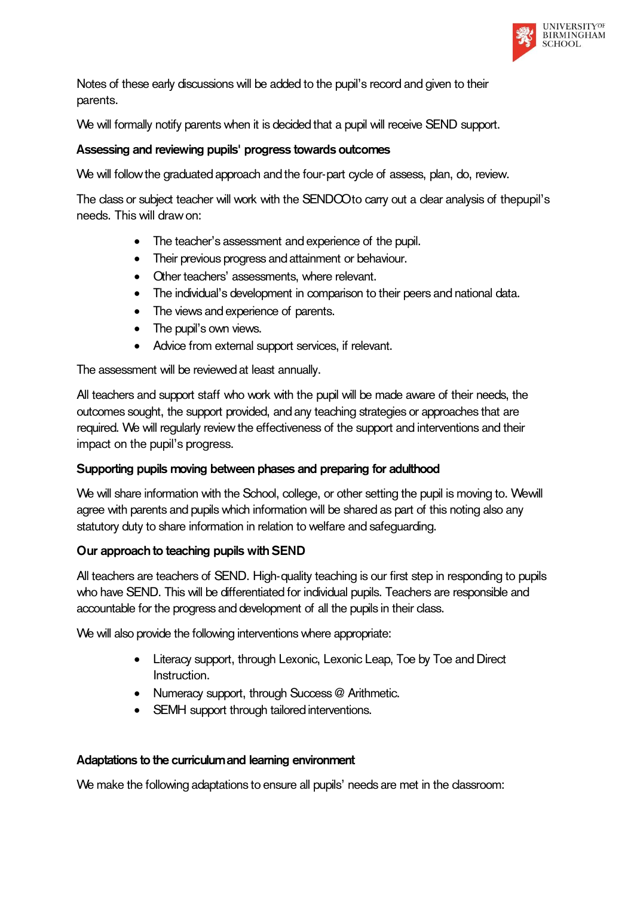Notes of these early discussions will be added to the pupil's record and given to their parents.

We will formally notify parents when it is decided that a pupil will receive SEND support.

**Assessing and reviewing pupils' progress towards outcomes**

We will follow the graduated approach and the four-part cycle of assess, plan, do, review.

The class or subject teacher will work with the SENDCO to carry out a clear analysis of the pupil's needs. This will draw on:

- The teacher's assessment and experience of the pupil.
- Their previous progress and attainment or behaviour.
- Other teachers' assessments, where relevant.
- The individual's development in comparison to their peers and national data.
- The views and experience of parents.
- The pupil's own views.
- Advice from external support services, if relevant.

The assessment will be reviewed at least annually.

All teachers and support staff who work with the pupil will be made aware of their needs, the outcomes sought, the support provided, and any teaching strategies or approaches that are required. We will regularly review the effectiveness of the support and interventions and their impact on the pupil's progress.

**Supporting pupils moving between phases and preparing for adulthood**

We will share information with the School, college, or other setting the pupil is moving to. We will agree with parents and pupils which information will be shared as part of this noting also any statutory duty to share information in relation to welfare and safeguarding.

**Our approach to teaching pupils with SEND**

All teachers are teachers of SEND. High-quality teaching is our first step in responding to pupils who have SEND. This will be differentiated for individual pupils. Teachers are responsible and accountable for the progress and development of all the pupils in their class.

We will also provide the following interventions where appropriate:

- Literacy support, through Lexonic, Lexonic Leap, Toe by Toe and Direct Instruction.
- Numeracy support, through Success @ Arithmetic.
- SEMH support through tailored interventions.

**Adaptations to the curriculum and learning environment**

We make the following adaptations to ensure all pupils' needs are met in the classroom: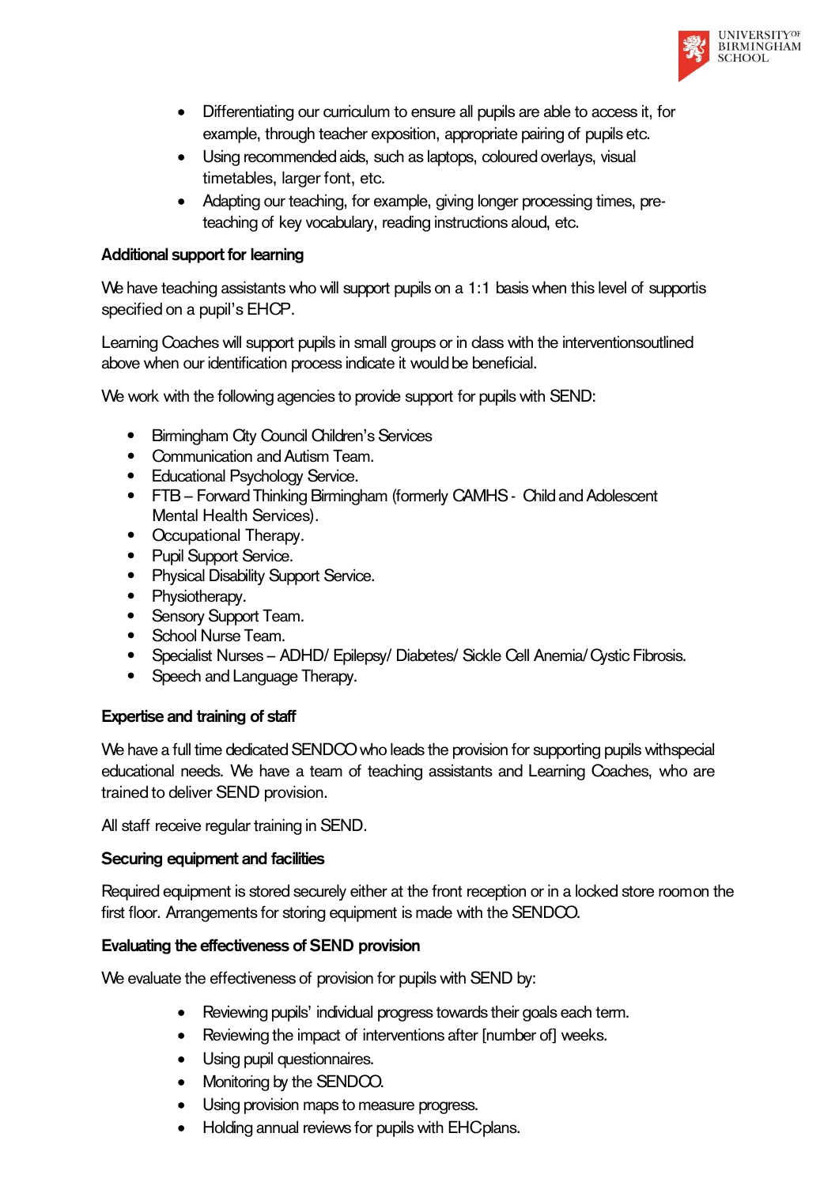- Differentiating our curriculum to ensure all pupils are able to access it, for example, through teacher exposition, appropriate pairing of pupils etc.
- Using recommended aids, such as laptops, coloured overlays, visual timetables, larger font, etc.
- Adapting our teaching, for example, giving longer processing times, pre-teaching of key vocabulary, reading instructions aloud, etc.

**Additional support for learning**

We have teaching assistants who will support pupils on a 1:1 basis when this level of supportis specified on a pupil's EHCP.

Learning Coaches will support pupils in small groups or in class with the interventionsoutlined above when our identification process indicate it would be beneficial.

We work with the following agencies to provide support for pupils with SEND:

- Birmingham City Council Children's Services
- Communication and Autism Team.
- Educational Psychology Service.
- FTB – Forward Thinking Birmingham (formerly CAMHS - Child and Adolescent Mental Health Services).
- Occupational Therapy.
- Pupil Support Service.
- Physical Disability Support Service.
- Physiotherapy.
- Sensory Support Team.
- School Nurse Team.
- Specialist Nurses – ADHD/ Epilepsy/ Diabetes/ Sickle Cell Anemia/ Cystic Fibrosis.
- Speech and Language Therapy.

**Expertise and training of staff**

We have a full time dedicated SENDCO who leads the provision for supporting pupils withspecial educational needs. We have a team of teaching assistants and Learning Coaches, who are trained to deliver SEND provision.

All staff receive regular training in SEND.

**Securing equipment and facilities**

Required equipment is stored securely either at the front reception or in a locked store roomon the first floor. Arrangements for storing equipment is made with the SENDCO.

**Evaluating the effectiveness of SEND provision**

We evaluate the effectiveness of provision for pupils with SEND by:

- Reviewing pupils' individual progress towards their goals each term.
- Reviewing the impact of interventions after [number of] weeks.
- Using pupil questionnaires.
- Monitoring by the SENDCO.
- Using provision maps to measure progress.
- Holding annual reviews for pupils with EHCplans.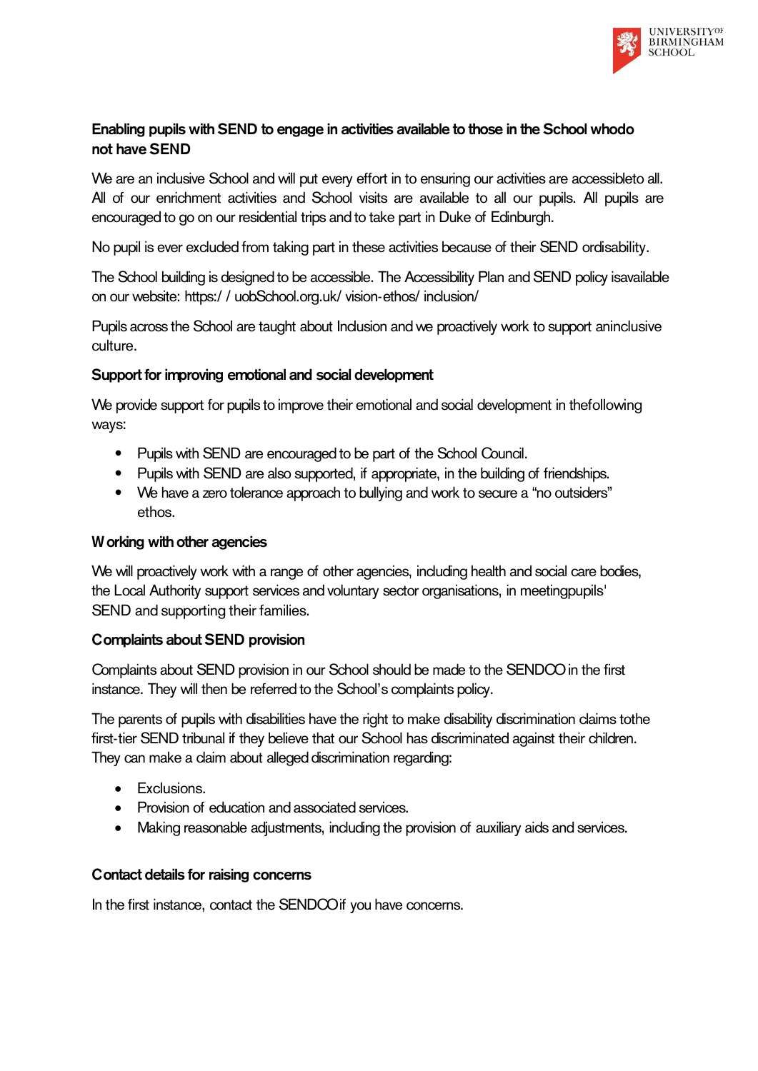**Enabling pupils with SEND to engage in activities available to those in the School whodo not have SEND**

We are an inclusive School and will put every effort in to ensuring our activities are accessibleto all. All of our enrichment activities and School visits are available to all our pupils. All pupils are encouraged to go on our residential trips and to take part in Duke of Edinburgh.

No pupil is ever excluded from taking part in these activities because of their SEND ordisability.

The School building is designed to be accessible. The Accessibility Plan and SEND policy isavailable on our website: https:/ / uobSchool.org.uk/ vision-ethos/ inclusion/

Pupils across the School are taught about Inclusion and we proactively work to support aninclusive culture.

**Support for improving emotional and social development**

We provide support for pupils to improve their emotional and social development in thefollowing ways:

- Pupils with SEND are encouraged to be part of the School Council.
- Pupils with SEND are also supported, if appropriate, in the building of friendships.
- We have a zero tolerance approach to bullying and work to secure a "no outsiders" ethos.

**Working with other agencies**

We will proactively work with a range of other agencies, including health and social care bodies, the Local Authority support services and voluntary sector organisations, in meetingpupils' SEND and supporting their families.

**Complaints about SEND provision**

Complaints about SEND provision in our School should be made to the SENDCO in the first instance. They will then be referred to the School's complaints policy.

The parents of pupils with disabilities have the right to make disability discrimination claims tothe first-tier SEND tribunal if they believe that our School has discriminated against their children. They can make a claim about alleged discrimination regarding:

- Exclusions.
- Provision of education and associated services.
- Making reasonable adjustments, including the provision of auxiliary aids and services.

**Contact details for raising concerns**

In the first instance, contact the SENDCO if you have concerns.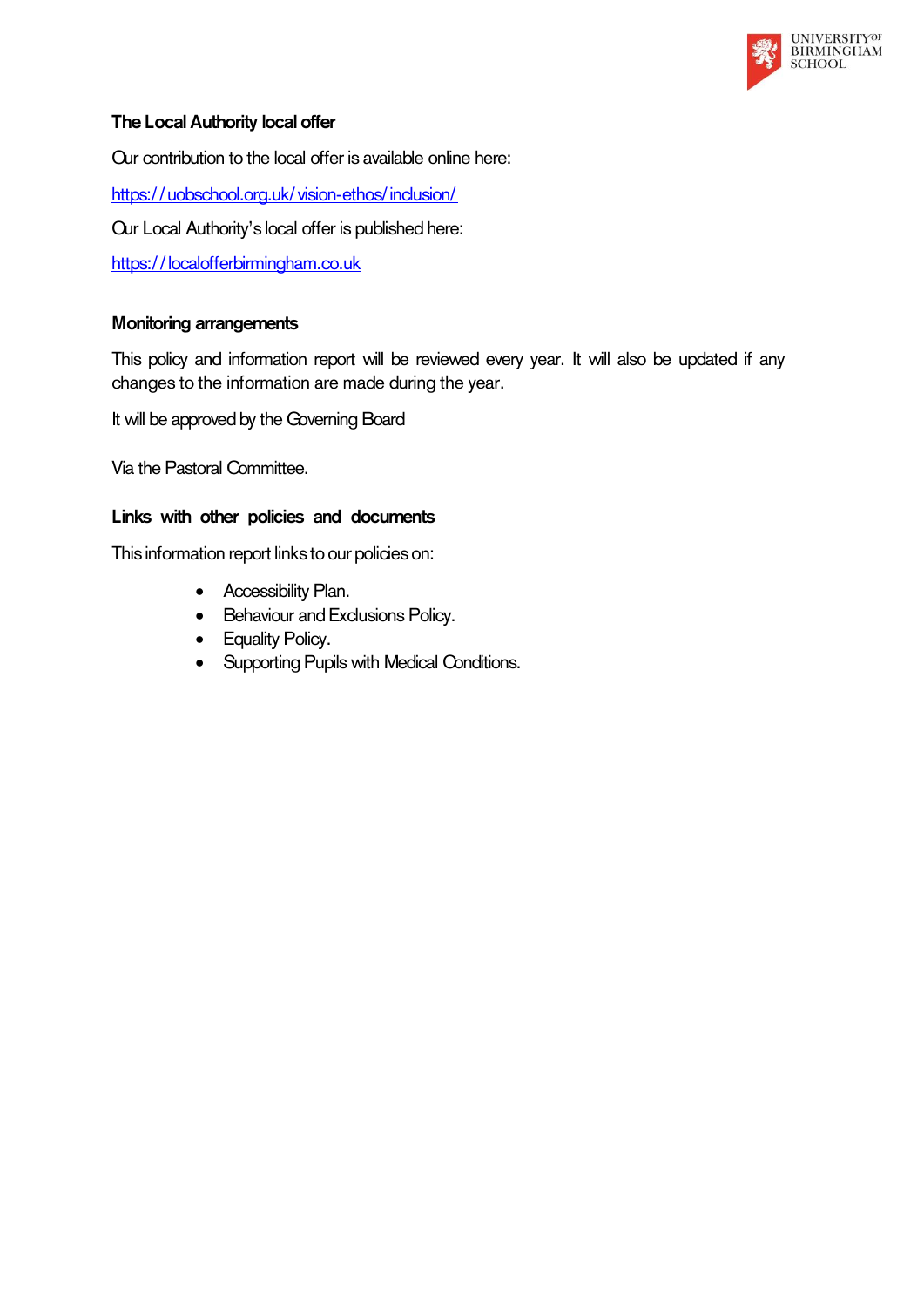**The Local Authority local offer**

Our contribution to the local offer is available online here:

https://uobschool.org.uk/vision-ethos/inclusion/

Our Local Authority's local offer is published here:

https://localofferbirmingham.co.uk

**Monitoring arrangements**

This policy and information report will be reviewed every year. It will also be updated if any changes to the information are made during the year.

It will be approved by the Governing Board

Via the Pastoral Committee.

**Links with other policies and documents**

This information report links to our policies on:

- Accessibility Plan.
- Behaviour and Exclusions Policy.
- Equality Policy.
- Supporting Pupils with Medical Conditions.